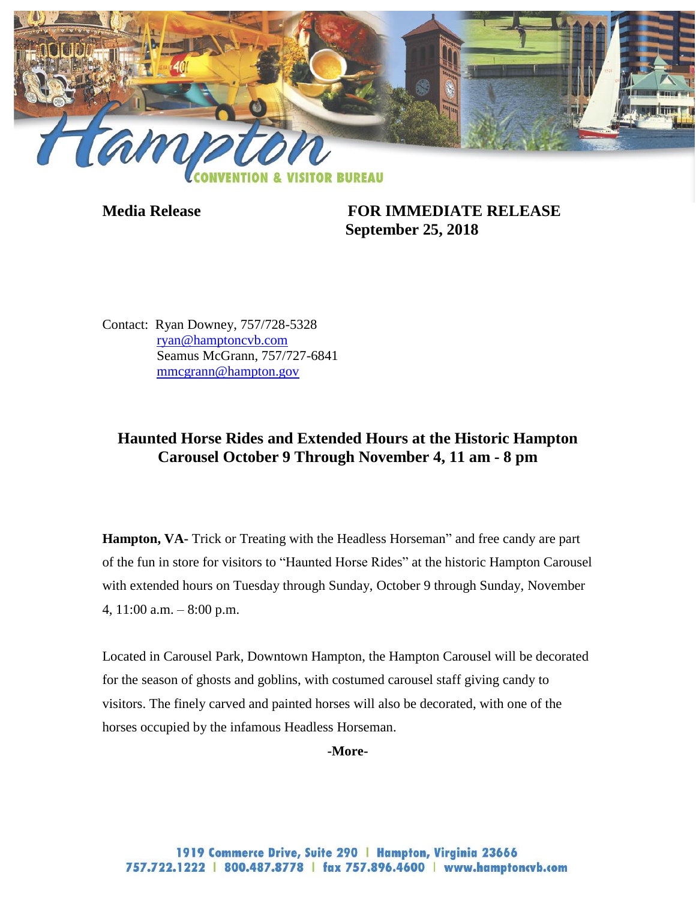**Media Release** **FOR IMMEDIATE RELEASE**
**September 25, 2018**

Contact: Ryan Downey, 757/728-5328
ryan@hamptoncvb.com
Seamus McGrann, 757/727-6841
mmcgrann@hampton.gov

## Haunted Horse Rides and Extended Hours at the Historic Hampton Carousel October 9 Through November 4, 11 am - 8 pm

**Hampton, VA-** Trick or Treating with the Headless Horseman" and free candy are part of the fun in store for visitors to "Haunted Horse Rides" at the historic Hampton Carousel with extended hours on Tuesday through Sunday, October 9 through Sunday, November 4, 11:00 a.m. – 8:00 p.m.

Located in Carousel Park, Downtown Hampton, the Hampton Carousel will be decorated for the season of ghosts and goblins, with costumed carousel staff giving candy to visitors. The finely carved and painted horses will also be decorated, with one of the horses occupied by the infamous Headless Horseman.

**-More-**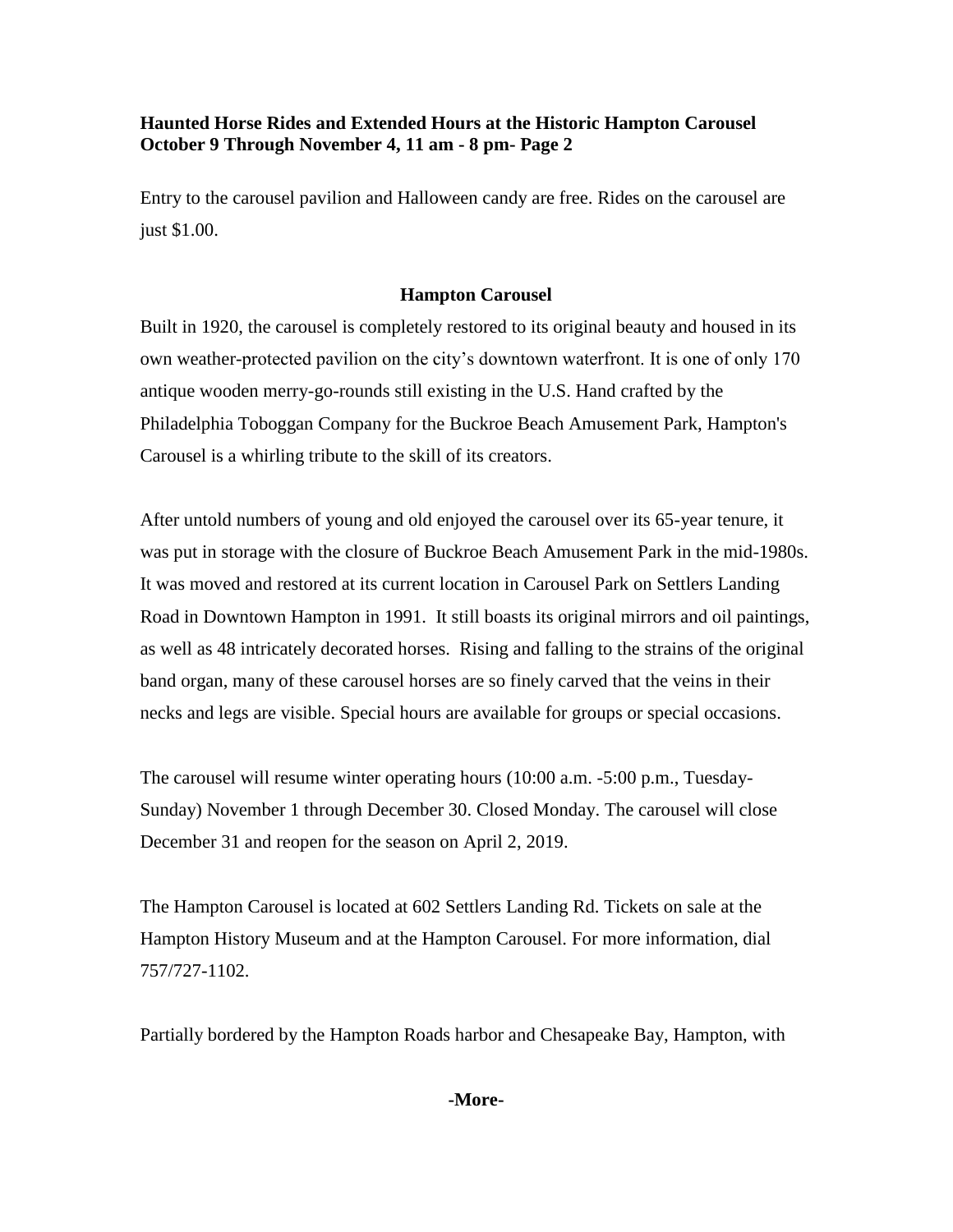**Haunted Horse Rides and Extended Hours at the Historic Hampton Carousel October 9 Through November 4, 11 am - 8 pm- Page 2**

Entry to the carousel pavilion and Halloween candy are free. Rides on the carousel are just $1.00.

**Hampton Carousel**

Built in 1920, the carousel is completely restored to its original beauty and housed in its own weather-protected pavilion on the city's downtown waterfront. It is one of only 170 antique wooden merry-go-rounds still existing in the U.S. Hand crafted by the Philadelphia Toboggan Company for the Buckroe Beach Amusement Park, Hampton's Carousel is a whirling tribute to the skill of its creators.

After untold numbers of young and old enjoyed the carousel over its 65-year tenure, it was put in storage with the closure of Buckroe Beach Amusement Park in the mid-1980s. It was moved and restored at its current location in Carousel Park on Settlers Landing Road in Downtown Hampton in 1991. It still boasts its original mirrors and oil paintings, as well as 48 intricately decorated horses. Rising and falling to the strains of the original band organ, many of these carousel horses are so finely carved that the veins in their necks and legs are visible. Special hours are available for groups or special occasions.

The carousel will resume winter operating hours (10:00 a.m. -5:00 p.m., Tuesday-Sunday) November 1 through December 30. Closed Monday. The carousel will close December 31 and reopen for the season on April 2, 2019.

The Hampton Carousel is located at 602 Settlers Landing Rd. Tickets on sale at the Hampton History Museum and at the Hampton Carousel. For more information, dial 757/727-1102.

Partially bordered by the Hampton Roads harbor and Chesapeake Bay, Hampton, with

**-More-**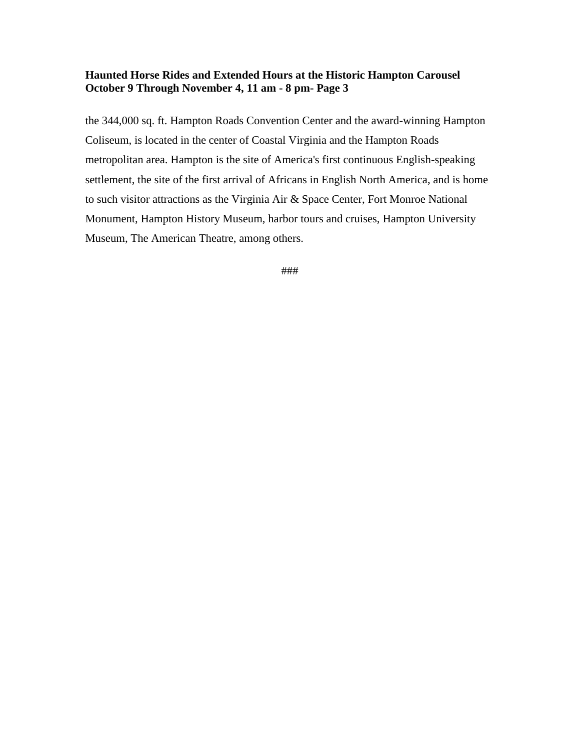the 344,000 sq. ft. Hampton Roads Convention Center and the award-winning Hampton Coliseum, is located in the center of Coastal Virginia and the Hampton Roads metropolitan area. Hampton is the site of America's first continuous English-speaking settlement, the site of the first arrival of Africans in English North America, and is home to such visitor attractions as the Virginia Air & Space Center, Fort Monroe National Monument, Hampton History Museum, harbor tours and cruises, Hampton University Museum, The American Theatre, among others.

###